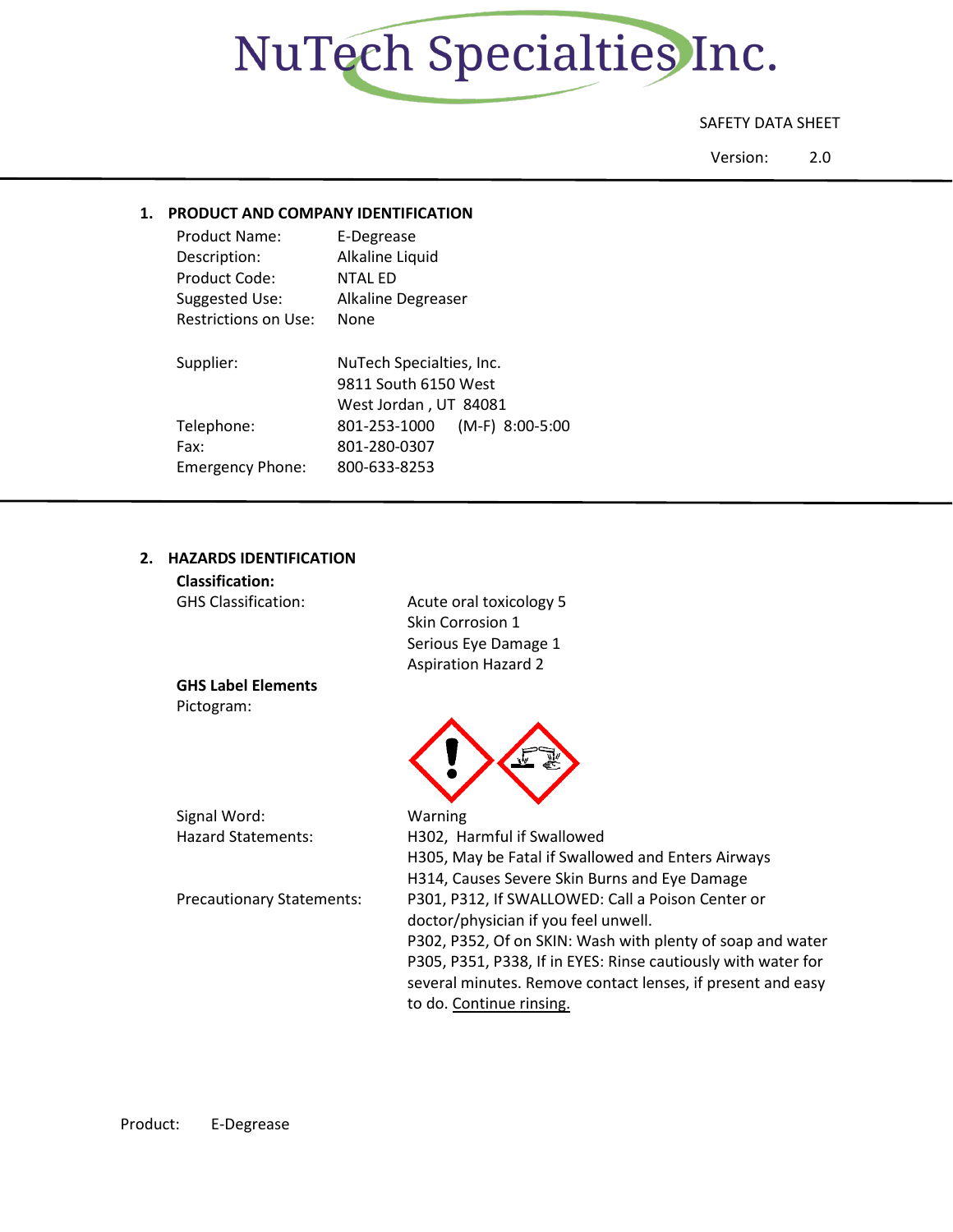# NuTech Specialties Inc.

SAFETY DATA SHEET

Version: 2.0

## 1. PRODUCT AND COMPANY IDENTIFICATION

| | |
|---|---|
| Product Name: | E-Degrease |
| Description: | Alkaline Liquid |
| Product Code: | NTAL ED |
| Suggested Use: | Alkaline Degreaser |
| Restrictions on Use: | None |
| Supplier: | NuTech Specialties, Inc.<br>9811 South 6150 West<br>West Jordan , UT 84081 |
| Telephone: | 801-253-1000 (M-F) 8:00-5:00 |
| Fax: | 801-280-0307 |
| Emergency Phone: | 800-633-8253 |

## 2. HAZARDS IDENTIFICATION

**Classification:**

GHS Classification:

- Acute oral toxicology 5
- Skin Corrosion 1
- Serious Eye Damage 1
- Aspiration Hazard 2

**GHS Label Elements**

Pictogram:

Signal Word: Warning

Hazard Statements:

H302, Harmful if Swallowed
H305, May be Fatal if Swallowed and Enters Airways
H314, Causes Severe Skin Burns and Eye Damage

Precautionary Statements:

P301, P312, If SWALLOWED: Call a Poison Center or doctor/physician if you feel unwell.
P302, P352, Of on SKIN: Wash with plenty of soap and water
P305, P351, P338, If in EYES: Rinse cautiously with water for several minutes. Remove contact lenses, if present and easy to do. Continue rinsing.

Product: E-Degrease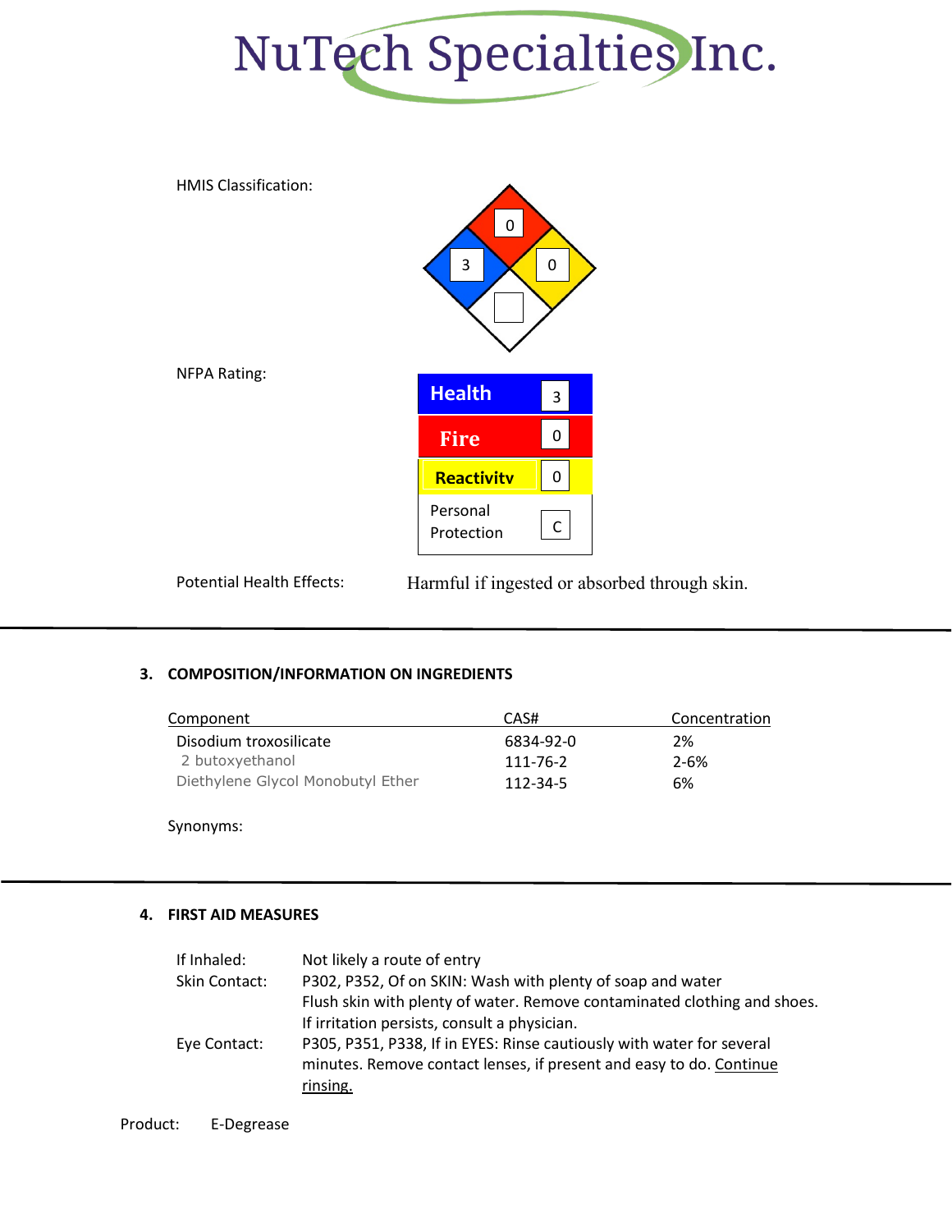NuTech Specialties Inc.

HMIS Classification:

| Health | Fire | Reactivity | Special |
|---|---|---|---|
| 3 | 0 | 0 | |

NFPA Rating:

| | |
|---|---|
| Health | 3 |
| Fire | 0 |
| Reactivity | 0 |
| Personal Protection | C |

Potential Health Effects: Harmful if ingested or absorbed through skin.

---

## 3. COMPOSITION/INFORMATION ON INGREDIENTS

| Component | CAS# | Concentration |
|---|---|---|
| Disodium troxosilicate | 6834-92-0 | 2% |
| 2 butoxyethanol | 111-76-2 | 2-6% |
| Diethylene Glycol Monobutyl Ether | 112-34-5 | 6% |

Synonyms:

---

## 4. FIRST AID MEASURES

If Inhaled: Not likely a route of entry

Skin Contact: P302, P352, Of on SKIN: Wash with plenty of soap and water
Flush skin with plenty of water. Remove contaminated clothing and shoes.
If irritation persists, consult a physician.

Eye Contact: P305, P351, P338, If in EYES: Rinse cautiously with water for several minutes. Remove contact lenses, if present and easy to do. Continue rinsing.

Product: E-Degrease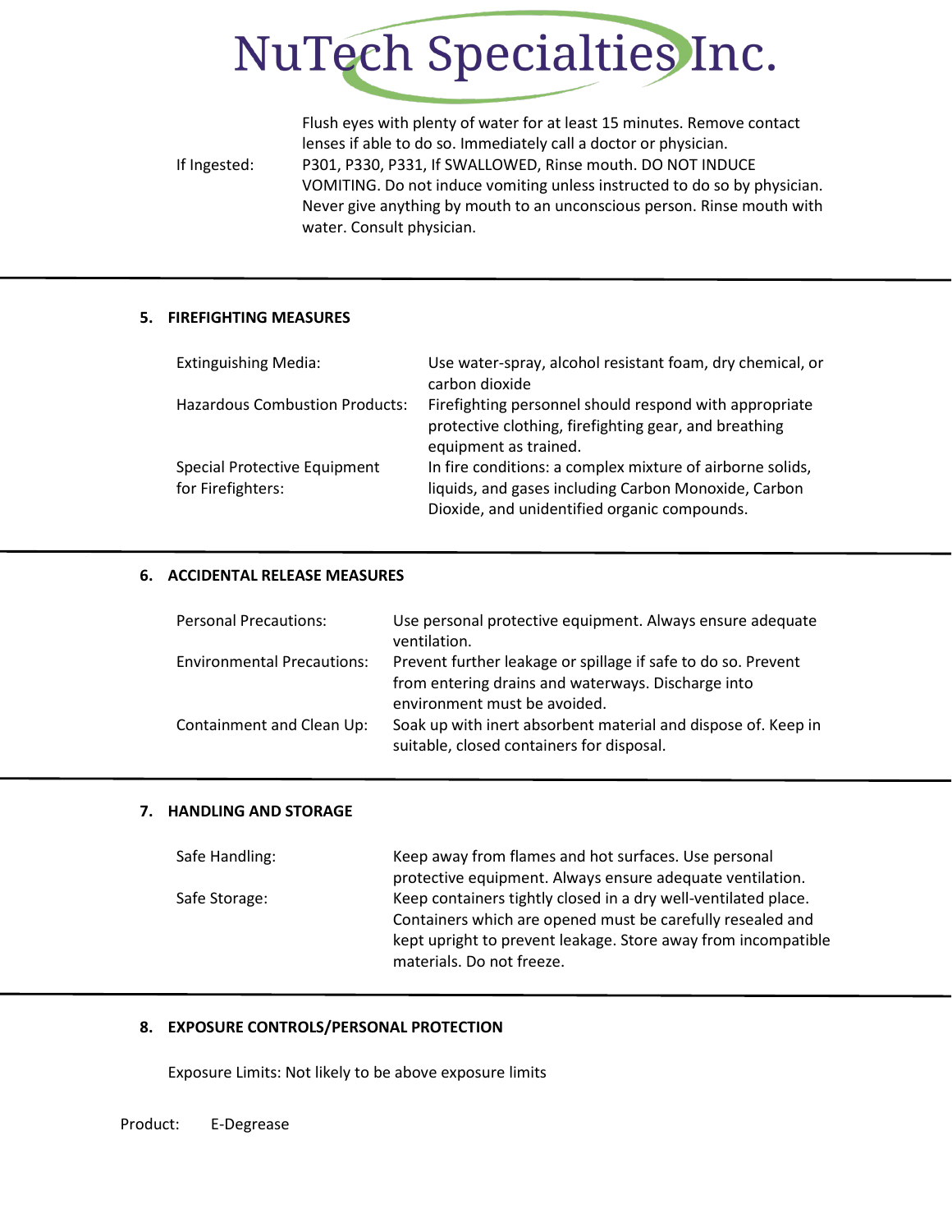Flush eyes with plenty of water for at least 15 minutes. Remove contact lenses if able to do so. Immediately call a doctor or physician.

If Ingested: P301, P330, P331, If SWALLOWED, Rinse mouth. DO NOT INDUCE VOMITING. Do not induce vomiting unless instructed to do so by physician. Never give anything by mouth to an unconscious person. Rinse mouth with water. Consult physician.

## 5. FIREFIGHTING MEASURES

| | |
|---|---|
| Extinguishing Media: | Use water-spray, alcohol resistant foam, dry chemical, or carbon dioxide |
| Hazardous Combustion Products: | Firefighting personnel should respond with appropriate protective clothing, firefighting gear, and breathing equipment as trained. |
| Special Protective Equipment for Firefighters: | In fire conditions: a complex mixture of airborne solids, liquids, and gases including Carbon Monoxide, Carbon Dioxide, and unidentified organic compounds. |

## 6. ACCIDENTAL RELEASE MEASURES

| | |
|---|---|
| Personal Precautions: | Use personal protective equipment. Always ensure adequate ventilation. |
| Environmental Precautions: | Prevent further leakage or spillage if safe to do so. Prevent from entering drains and waterways. Discharge into environment must be avoided. |
| Containment and Clean Up: | Soak up with inert absorbent material and dispose of. Keep in suitable, closed containers for disposal. |

## 7. HANDLING AND STORAGE

| | |
|---|---|
| Safe Handling: | Keep away from flames and hot surfaces. Use personal protective equipment. Always ensure adequate ventilation. |
| Safe Storage: | Keep containers tightly closed in a dry well-ventilated place. Containers which are opened must be carefully resealed and kept upright to prevent leakage. Store away from incompatible materials. Do not freeze. |

## 8. EXPOSURE CONTROLS/PERSONAL PROTECTION

Exposure Limits: Not likely to be above exposure limits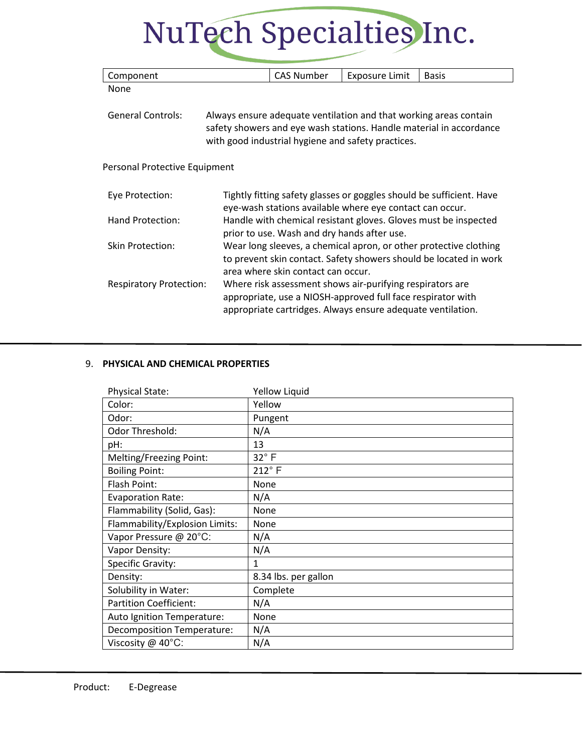| Component | CAS Number | Exposure Limit | Basis |
|---|---|---|---|
| None | | | |

General Controls: Always ensure adequate ventilation and that working areas contain safety showers and eye wash stations. Handle material in accordance with good industrial hygiene and safety practices.

Personal Protective Equipment

Eye Protection: Tightly fitting safety glasses or goggles should be sufficient. Have eye-wash stations available where eye contact can occur.

Hand Protection: Handle with chemical resistant gloves. Gloves must be inspected prior to use. Wash and dry hands after use.

Skin Protection: Wear long sleeves, a chemical apron, or other protective clothing to prevent skin contact. Safety showers should be located in work area where skin contact can occur.

Respiratory Protection: Where risk assessment shows air-purifying respirators are appropriate, use a NIOSH-approved full face respirator with appropriate cartridges. Always ensure adequate ventilation.

## 9. PHYSICAL AND CHEMICAL PROPERTIES

| Physical State: | Yellow Liquid |
|---|---|
| Color: | Yellow |
| Odor: | Pungent |
| Odor Threshold: | N/A |
| pH: | 13 |
| Melting/Freezing Point: | 32° F |
| Boiling Point: | 212° F |
| Flash Point: | None |
| Evaporation Rate: | N/A |
| Flammability (Solid, Gas): | None |
| Flammability/Explosion Limits: | None |
| Vapor Pressure @ 20°C: | N/A |
| Vapor Density: | N/A |
| Specific Gravity: | 1 |
| Density: | 8.34 lbs. per gallon |
| Solubility in Water: | Complete |
| Partition Coefficient: | N/A |
| Auto Ignition Temperature: | None |
| Decomposition Temperature: | N/A |
| Viscosity @ 40°C: | N/A |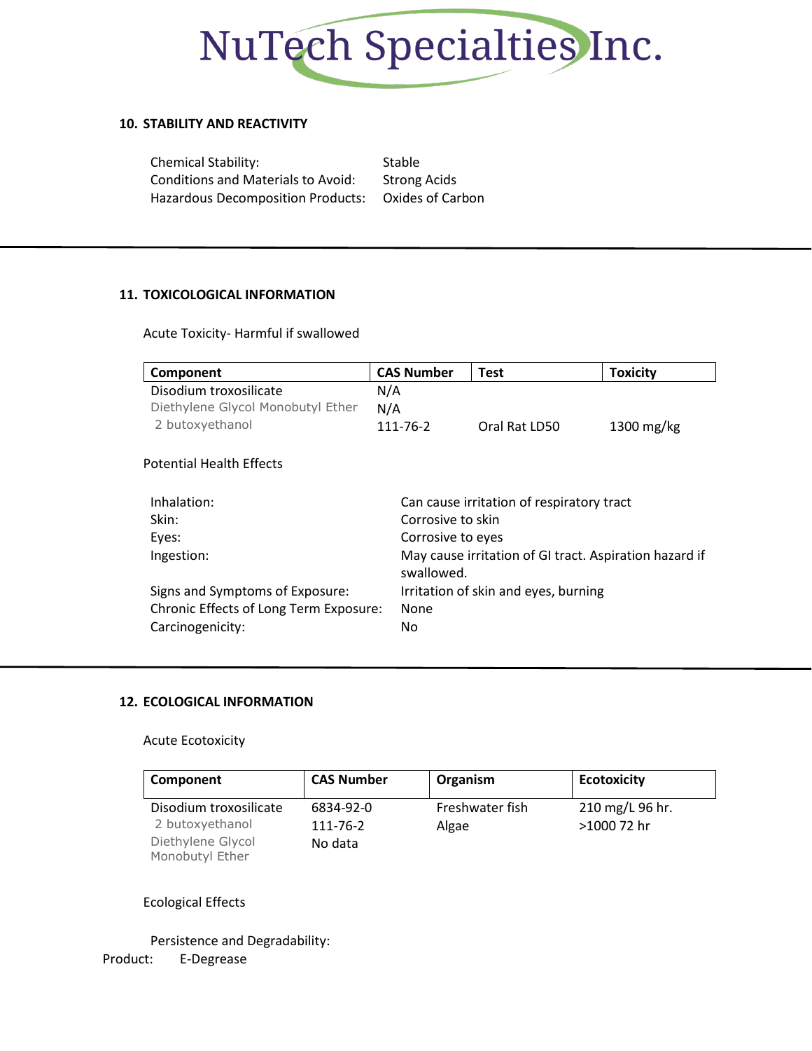## 10. STABILITY AND REACTIVITY

Chemical Stability: Stable
Conditions and Materials to Avoid: Strong Acids
Hazardous Decomposition Products: Oxides of Carbon

## 11. TOXICOLOGICAL INFORMATION

Acute Toxicity- Harmful if swallowed

| Component | CAS Number | Test | Toxicity |
|---|---|---|---|
| Disodium troxosilicate | N/A | | |
| Diethylene Glycol Monobutyl Ether | N/A | | |
| 2 butoxyethanol | 111-76-2 | Oral Rat LD50 | 1300 mg/kg |

Potential Health Effects

Inhalation: Can cause irritation of respiratory tract
Skin: Corrosive to skin
Eyes: Corrosive to eyes
Ingestion: May cause irritation of GI tract. Aspiration hazard if swallowed.
Signs and Symptoms of Exposure: Irritation of skin and eyes, burning
Chronic Effects of Long Term Exposure: None
Carcinogenicity: No

## 12. ECOLOGICAL INFORMATION

Acute Ecotoxicity

| Component | CAS Number | Organism | Ecotoxicity |
|---|---|---|---|
| Disodium troxosilicate | 6834-92-0 | Freshwater fish | 210 mg/L 96 hr. |
| 2 butoxyethanol | 111-76-2 | Algae | >1000 72 hr |
| Diethylene Glycol Monobutyl Ether | No data | | |

Ecological Effects

Persistence and Degradability:

Product: E-Degrease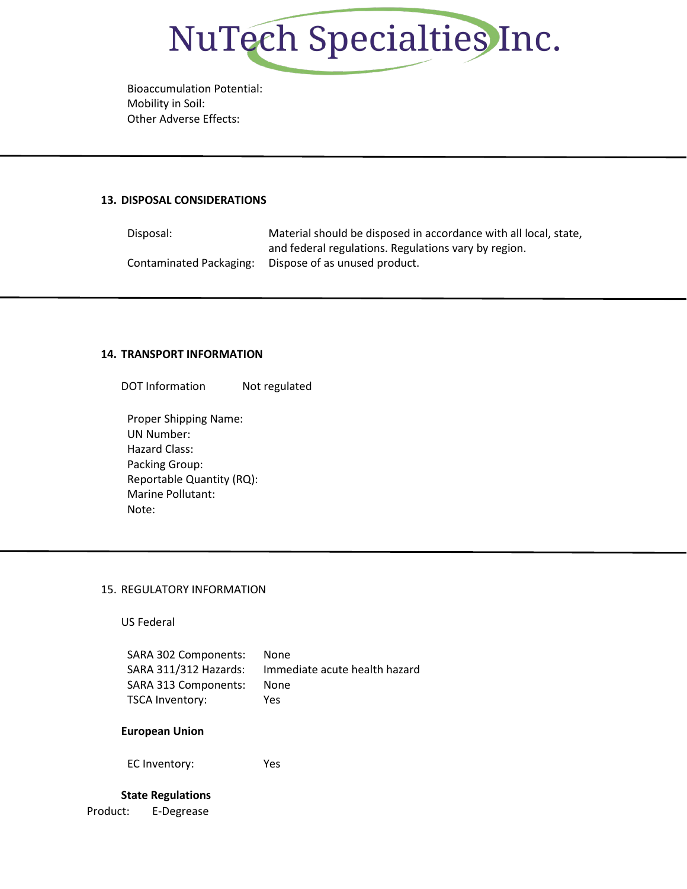Bioaccumulation Potential:
Mobility in Soil:
Other Adverse Effects:

---

## 13. DISPOSAL CONSIDERATIONS

| | |
|---|---|
| Disposal: | Material should be disposed in accordance with all local, state, and federal regulations. Regulations vary by region. |
| Contaminated Packaging: | Dispose of as unused product. |

---

## 14. TRANSPORT INFORMATION

DOT Information Not regulated

Proper Shipping Name:
UN Number:
Hazard Class:
Packing Group:
Reportable Quantity (RQ):
Marine Pollutant:
Note:

---

## 15. REGULATORY INFORMATION

US Federal

| | |
|---|---|
| SARA 302 Components: | None |
| SARA 311/312 Hazards: | Immediate acute health hazard |
| SARA 313 Components: | None |
| TSCA Inventory: | Yes |

**European Union**

EC Inventory: Yes

**State Regulations**

Product: E-Degrease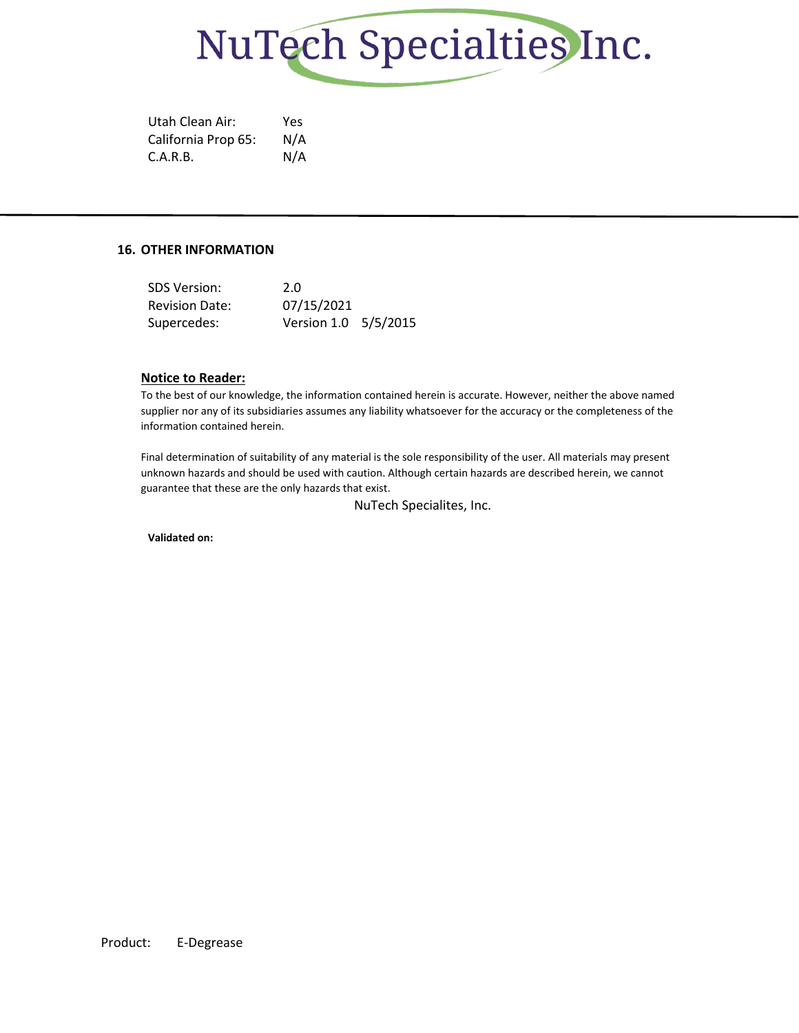| | |
|---|---|
| Utah Clean Air: | Yes |
| California Prop 65: | N/A |
| C.A.R.B. | N/A |

## 16. OTHER INFORMATION

| | |
|---|---|
| SDS Version: | 2.0 |
| Revision Date: | 07/15/2021 |
| Supercedes: | Version 1.0 5/5/2015 |

**Notice to Reader:**

To the best of our knowledge, the information contained herein is accurate. However, neither the above named supplier nor any of its subsidiaries assumes any liability whatsoever for the accuracy or the completeness of the information contained herein.

Final determination of suitability of any material is the sole responsibility of the user. All materials may present unknown hazards and should be used with caution. Although certain hazards are described herein, we cannot guarantee that these are the only hazards that exist.

NuTech Specialites, Inc.

**Validated on:**